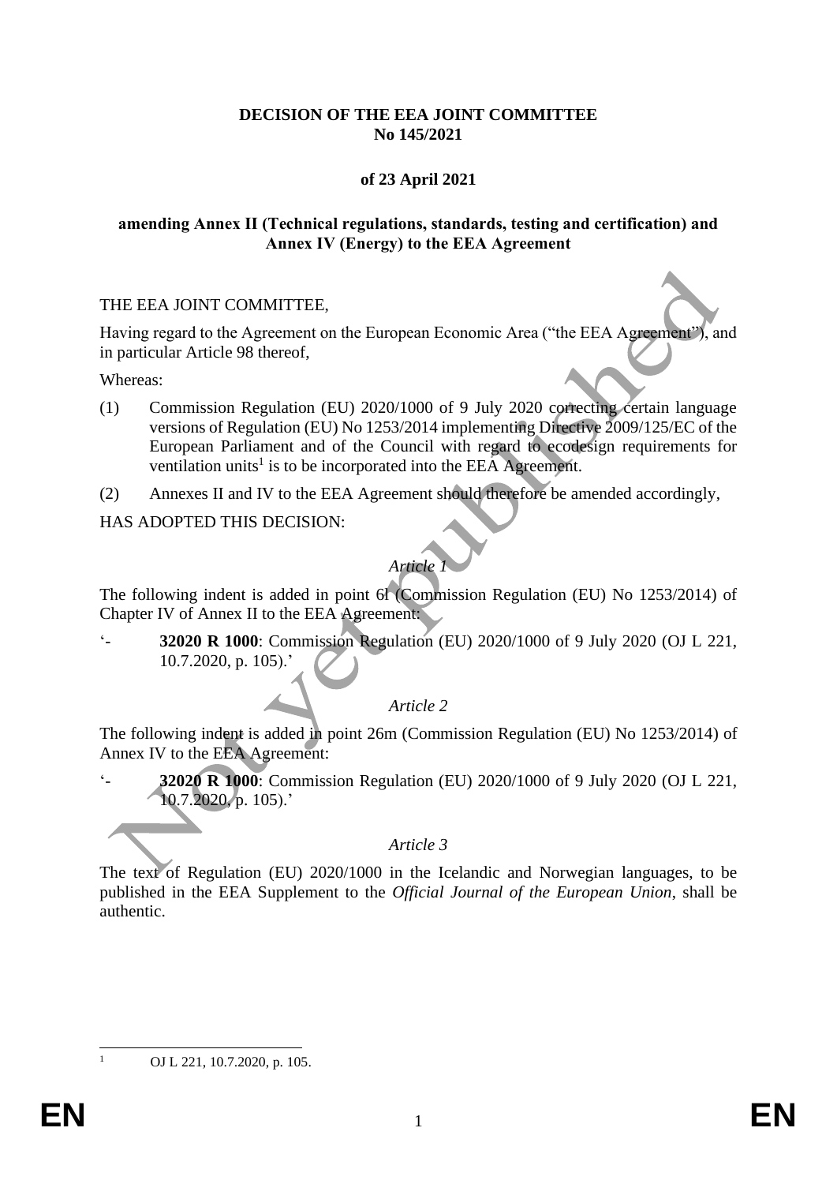**DECISION OF THE EEA JOINT COMMITTEE No 145/2021**

**of 23 April 2021**

**amending Annex II (Technical regulations, standards, testing and certification) and Annex IV (Energy) to the EEA Agreement**

THE EEA JOINT COMMITTEE,

Having regard to the Agreement on the European Economic Area ("the EEA Agreement"), and in particular Article 98 thereof,

Whereas:

(1) Commission Regulation (EU) 2020/1000 of 9 July 2020 correcting certain language versions of Regulation (EU) No 1253/2014 implementing Directive 2009/125/EC of the European Parliament and of the Council with regard to ecodesign requirements for ventilation units[1] is to be incorporated into the EEA Agreement.

(2) Annexes II and IV to the EEA Agreement should therefore be amended accordingly,

HAS ADOPTED THIS DECISION:

*Article 1*

The following indent is added in point 6l (Commission Regulation (EU) No 1253/2014) of Chapter IV of Annex II to the EEA Agreement:

'- **32020 R 1000**: Commission Regulation (EU) 2020/1000 of 9 July 2020 (OJ L 221, 10.7.2020, p. 105).'

*Article 2*

The following indent is added in point 26m (Commission Regulation (EU) No 1253/2014) of Annex IV to the EEA Agreement:

'- **32020 R 1000**: Commission Regulation (EU) 2020/1000 of 9 July 2020 (OJ L 221, 10.7.2020, p. 105).'

*Article 3*

The text of Regulation (EU) 2020/1000 in the Icelandic and Norwegian languages, to be published in the EEA Supplement to the *Official Journal of the European Union*, shall be authentic.

[1] OJ L 221, 10.7.2020, p. 105.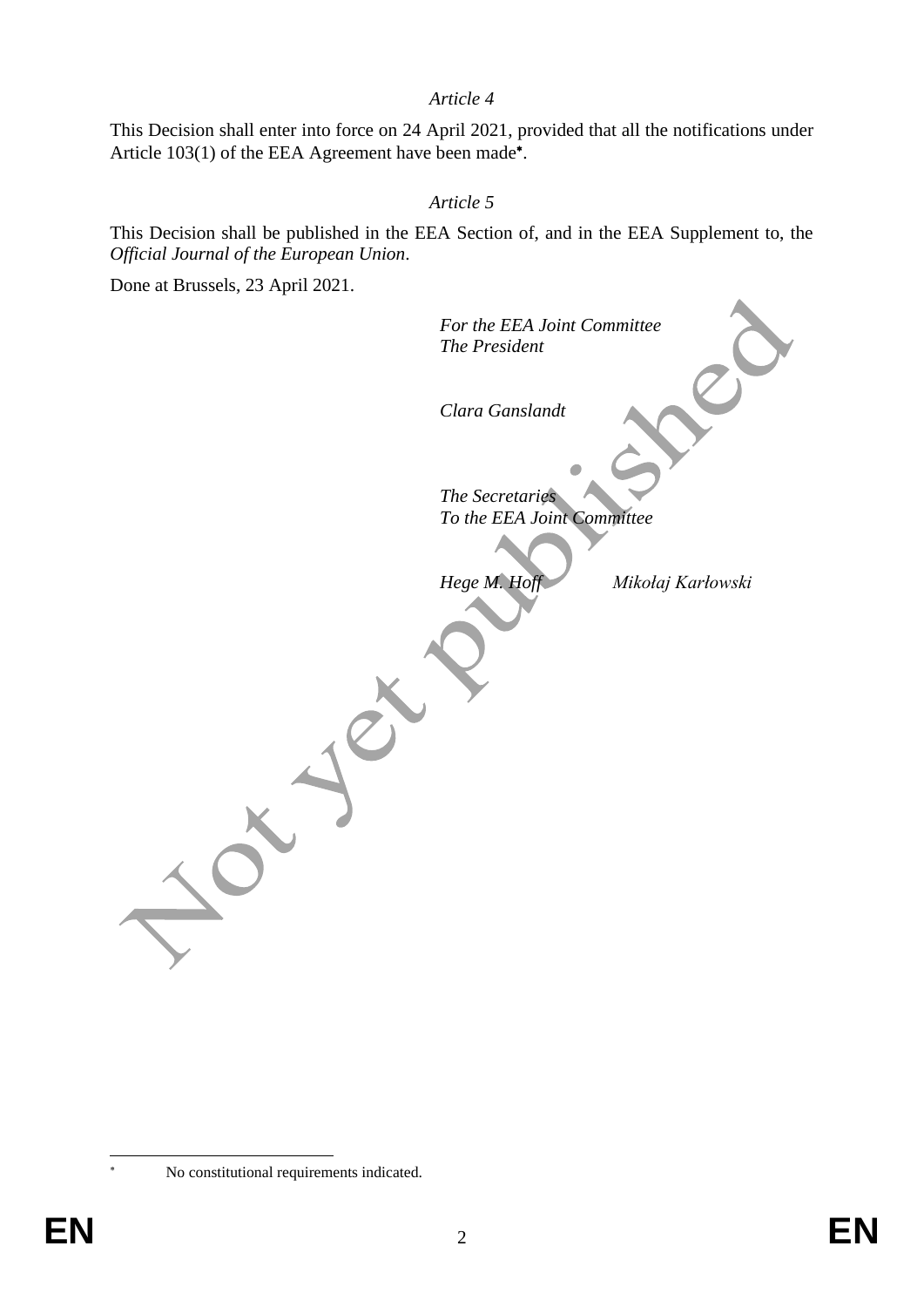*Article 4*

This Decision shall enter into force on 24 April 2021, provided that all the notifications under Article 103(1) of the EEA Agreement have been made[*].

*Article 5*

This Decision shall be published in the EEA Section of, and in the EEA Supplement to, the *Official Journal of the European Union*.

Done at Brussels, 23 April 2021.

*For the EEA Joint Committee*
*The President*

*Clara Ganslandt*

*The Secretaries*
*To the EEA Joint Committee*

*Hege M. Hoff* *Mikołaj Karłowski*

Not yet published

[*] No constitutional requirements indicated.